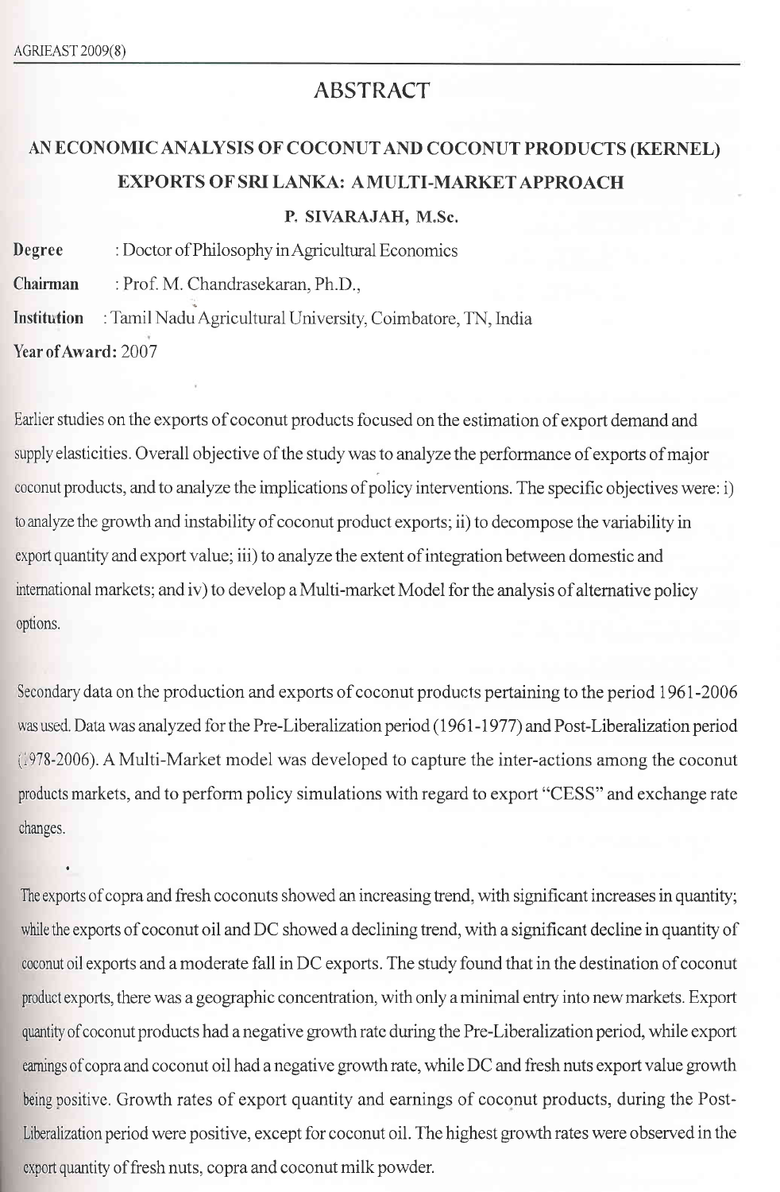# ABSTRACT

## AN ECONOMIC ANALYSIS OF COCONUT AND COCONUT PRODUCTS (KERNEL) EXPORTS OF SRI LANKA: A MULTI-MARKET APPROACH

**P. SIVARAJAH, M.Sc.**

**Degree** : Doctor of Philosophy in Agricultural Economics

**Chairman** : Prof. M. Chandrasekaran, Ph.D.,

**Institution** : Tamil Nadu Agricultural University, Coimbatore, TN, India

**Year of Award:** 2007

Earlier studies on the exports of coconut products focused on the estimation of export demand and supply elasticities. Overall objective of the study was to analyze the performance of exports of major coconut products, and to analyze the implications of policy interventions. The specific objectives were: i) to analyze the growth and instability of coconut product exports; ii) to decompose the variability in export quantity and export value; iii) to analyze the extent of integration between domestic and international markets; and iv) to develop a Multi-market Model for the analysis of alternative policy options.

Secondary data on the production and exports of coconut products pertaining to the period 1961-2006 was used. Data was analyzed for the Pre-Liberalization period (1961-1977) and Post-Liberalization period (1978-2006). A Multi-Market model was developed to capture the inter-actions among the coconut products markets, and to perform policy simulations with regard to export "CESS" and exchange rate changes.

The exports of copra and fresh coconuts showed an increasing trend, with significant increases in quantity; while the exports of coconut oil and DC showed a declining trend, with a significant decline in quantity of coconut oil exports and a moderate fall in DC exports. The study found that in the destination of coconut product exports, there was a geographic concentration, with only a minimal entry into new markets. Export quantity of coconut products had a negative growth rate during the Pre-Liberalization period, while export earnings of copra and coconut oil had a negative growth rate, while DC and fresh nuts export value growth being positive. Growth rates of export quantity and earnings of coconut products, during the Post-Liberalization period were positive, except for coconut oil. The highest growth rates were observed in the export quantity of fresh nuts, copra and coconut milk powder.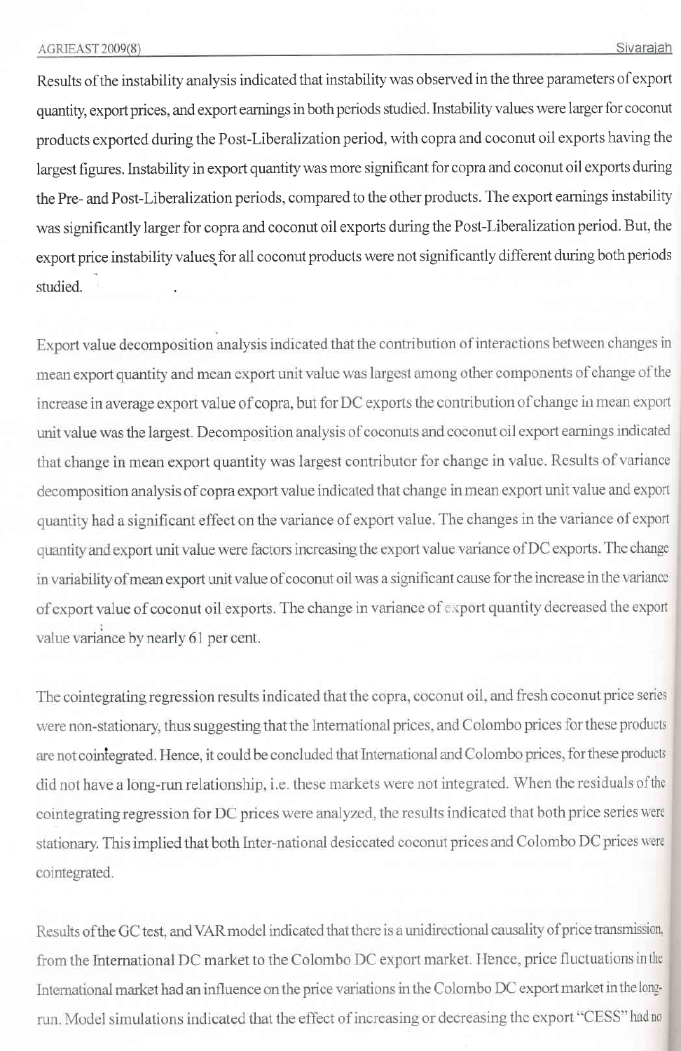Results of the instability analysis indicated that instability was observed in the three parameters of export quantity, export prices, and export earnings in both periods studied. Instability values were larger for coconut products exported during the Post-Liberalization period, with copra and coconut oil exports having the largest figures. Instability in export quantity was more significant for copra and coconut oil exports during the Pre- and Post-Liberalization periods, compared to the other products. The export earnings instability was significantly larger for copra and coconut oil exports during the Post-Liberalization period. But, the export price instability values for all coconut products were not significantly different during both periods studied.

Export value decomposition analysis indicated that the contribution of interactions between changes in mean export quantity and mean export unit value was largest among other components of change of the increase in average export value of copra, but for DC exports the contribution of change in mean export unit value was the largest. Decomposition analysis of coconuts and coconut oil export earnings indicated that change in mean export quantity was largest contributor for change in value. Results of variance decomposition analysis of copra export value indicated that change in mean export unit value and export quantity had a significant effect on the variance of export value. The changes in the variance of export quantity and export unit value were factors increasing the export value variance of DC exports. The change in variability of mean export unit value of coconut oil was a significant cause for the increase in the variance of export value of coconut oil exports. The change in variance of export quantity decreased the export value variance by nearly 61 per cent.

The cointegrating regression results indicated that the copra, coconut oil, and fresh coconut price series were non-stationary, thus suggesting that the International prices, and Colombo prices for these products are not cointegrated. Hence, it could be concluded that International and Colombo prices, for these products did not have a long-run relationship, i.e. these markets were not integrated. When the residuals of the cointegrating regression for DC prices were analyzed, the results indicated that both price series were stationary. This implied that both Inter-national desiccated coconut prices and Colombo DC prices were cointegrated.

Results of the GC test, and VAR model indicated that there is a unidirectional causality of price transmission, from the International DC market to the Colombo DC export market. Hence, price fluctuations in the International market had an influence on the price variations in the Colombo DC export market in the long-run. Model simulations indicated that the effect of increasing or decreasing the export "CESS" had no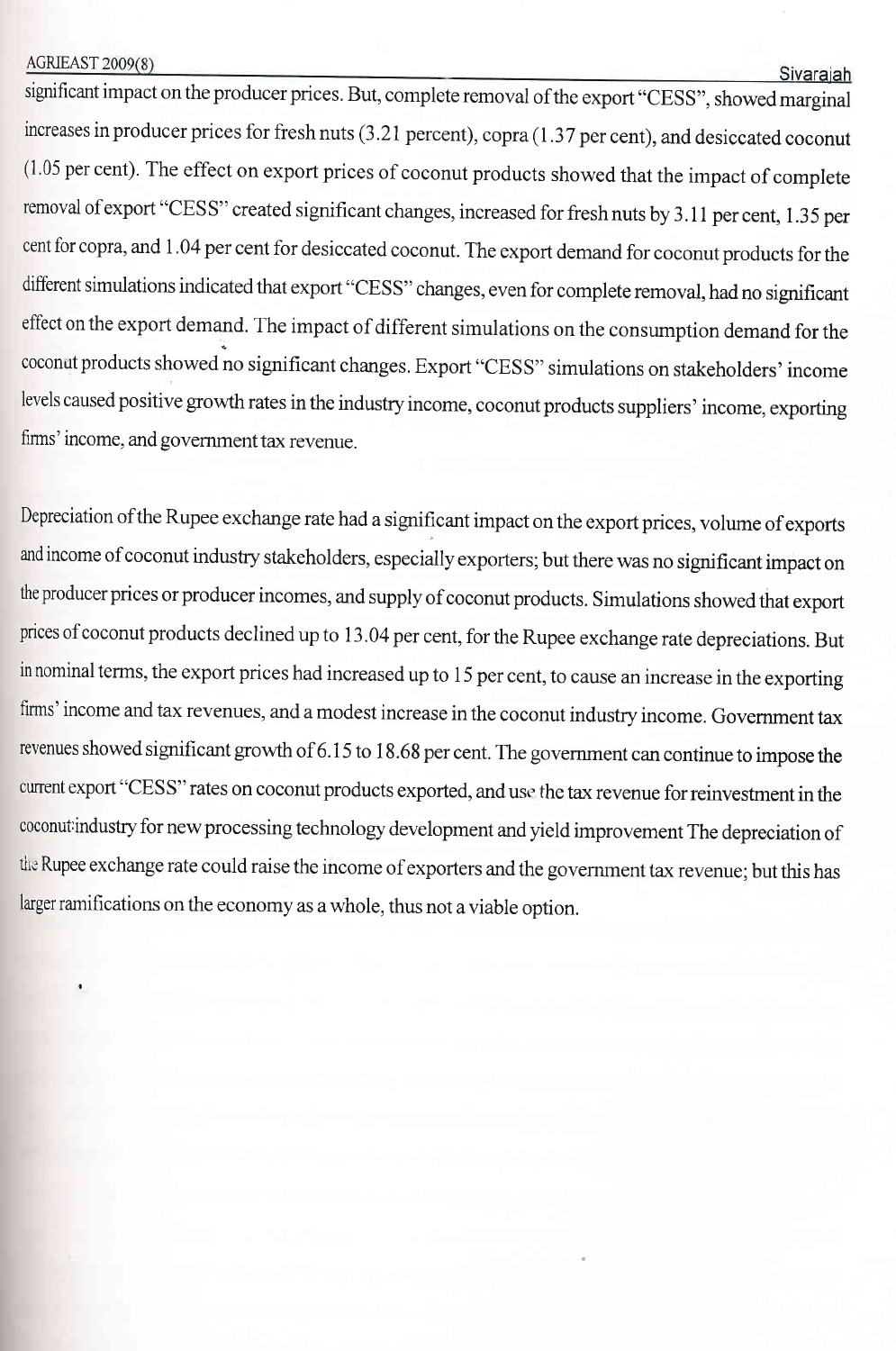significant impact on the producer prices. But, complete removal of the export "CESS", showed marginal increases in producer prices for fresh nuts (3.21 percent), copra (1.37 per cent), and desiccated coconut (1.05 per cent). The effect on export prices of coconut products showed that the impact of complete removal of export "CESS" created significant changes, increased for fresh nuts by 3.11 per cent, 1.35 per cent for copra, and 1.04 per cent for desiccated coconut. The export demand for coconut products for the different simulations indicated that export "CESS" changes, even for complete removal, had no significant effect on the export demand. The impact of different simulations on the consumption demand for the coconut products showed no significant changes. Export "CESS" simulations on stakeholders' income levels caused positive growth rates in the industry income, coconut products suppliers' income, exporting firms' income, and government tax revenue.

Depreciation of the Rupee exchange rate had a significant impact on the export prices, volume of exports and income of coconut industry stakeholders, especially exporters; but there was no significant impact on the producer prices or producer incomes, and supply of coconut products. Simulations showed that export prices of coconut products declined up to 13.04 per cent, for the Rupee exchange rate depreciations. But in nominal terms, the export prices had increased up to 15 per cent, to cause an increase in the exporting firms' income and tax revenues, and a modest increase in the coconut industry income. Government tax revenues showed significant growth of 6.15 to 18.68 per cent. The government can continue to impose the current export "CESS" rates on coconut products exported, and use the tax revenue for reinvestment in the coconut industry for new processing technology development and yield improvement The depreciation of the Rupee exchange rate could raise the income of exporters and the government tax revenue; but this has larger ramifications on the economy as a whole, thus not a viable option.